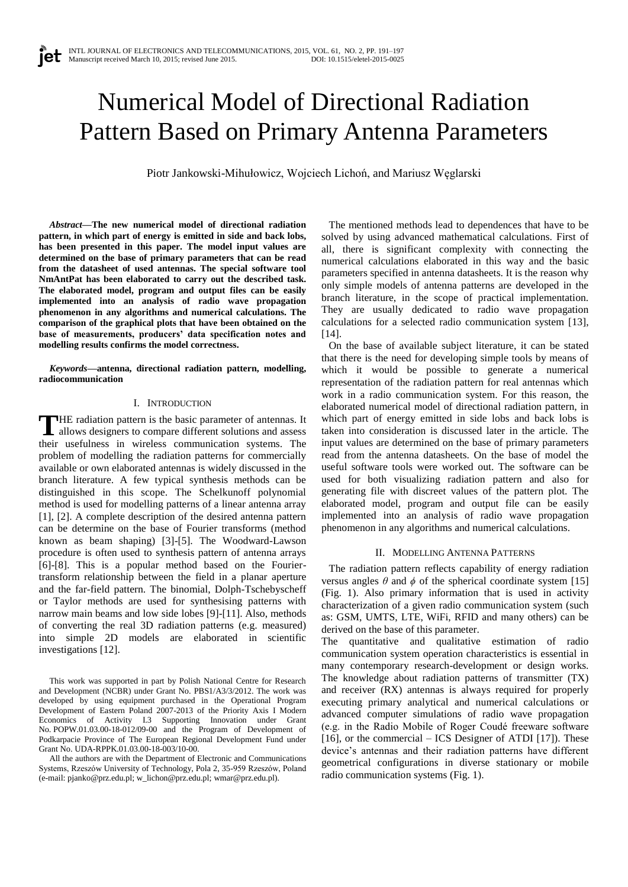# Numerical Model of Directional Radiation Pattern Based on Primary Antenna Parameters

Piotr Jankowski-Mihułowicz, Wojciech Lichoń, and Mariusz Węglarski

***Abstract*—The new numerical model of directional radiation pattern, in which part of energy is emitted in side and back lobs, has been presented in this paper. The model input values are determined on the base of primary parameters that can be read from the datasheet of used antennas. The special software tool NmAntPat has been elaborated to carry out the described task. The elaborated model, program and output files can be easily implemented into an analysis of radio wave propagation phenomenon in any algorithms and numerical calculations. The comparison of the graphical plots that have been obtained on the base of measurements, producers' data specification notes and modelling results confirms the model correctness.**

***Keywords*—antenna, directional radiation pattern, modelling, radiocommunication**

## I. Introduction

THE radiation pattern is the basic parameter of antennas. It allows designers to compare different solutions and assess their usefulness in wireless communication systems. The problem of modelling the radiation patterns for commercially available or own elaborated antennas is widely discussed in the branch literature. A few typical synthesis methods can be distinguished in this scope. The Schelkunoff polynomial method is used for modelling patterns of a linear antenna array [1], [2]. A complete description of the desired antenna pattern can be determine on the base of Fourier transforms (method known as beam shaping) [3]-[5]. The Woodward-Lawson procedure is often used to synthesis pattern of antenna arrays [6]-[8]. This is a popular method based on the Fourier-transform relationship between the field in a planar aperture and the far-field pattern. The binomial, Dolph-Tschebyscheff or Taylor methods are used for synthesising patterns with narrow main beams and low side lobes [9]-[11]. Also, methods of converting the real 3D radiation patterns (e.g. measured) into simple 2D models are elaborated in scientific investigations [12].

The mentioned methods lead to dependences that have to be solved by using advanced mathematical calculations. First of all, there is significant complexity with connecting the numerical calculations elaborated in this way and the basic parameters specified in antenna datasheets. It is the reason why only simple models of antenna patterns are developed in the branch literature, in the scope of practical implementation. They are usually dedicated to radio wave propagation calculations for a selected radio communication system [13], [14].

On the base of available subject literature, it can be stated that there is the need for developing simple tools by means of which it would be possible to generate a numerical representation of the radiation pattern for real antennas which work in a radio communication system. For this reason, the elaborated numerical model of directional radiation pattern, in which part of energy emitted in side lobes and back lobes is taken into consideration is discussed later in the article. The input values are determined on the base of primary parameters read from the antenna datasheets. On the base of model the useful software tools were worked out. The software can be used for both visualizing radiation pattern and also for generating file with discreet values of the pattern plot. The elaborated model, program and output file can be easily implemented into an analysis of radio wave propagation phenomenon in any algorithms and numerical calculations.

## II. Modelling Antenna Patterns

The radiation pattern reflects capability of energy radiation versus angles $\theta$ and $\phi$ of the spherical coordinate system [15] (Fig. 1). Also primary information that is used in activity characterization of a given radio communication system (such as: GSM, UMTS, LTE, WiFi, RFID and many others) can be derived on the base of this parameter.

The quantitative and qualitative estimation of radio communication system operation characteristics is essential in many contemporary research-development or design works. The knowledge about radiation patterns of transmitter (TX) and receiver (RX) antennas is always required for properly executing primary analytical and numerical calculations or advanced computer simulations of radio wave propagation (e.g. in the Radio Mobile of Roger Coudé freeware software [16], or the commercial – ICS Designer of ATDI [17]). These device's antennas and their radiation patterns have different geometrical configurations in diverse stationary or mobile radio communication systems (Fig. 1).

This work was supported in part by Polish National Centre for Research and Development (NCBR) under Grant No. PBS1/A3/3/2012. The work was developed by using equipment purchased in the Operational Program Development of Eastern Poland 2007-2013 of the Priority Axis I Modern Economics of Activity I.3 Supporting Innovation under Grant No. POPW.01.03.00-18-012/09-00 and the Program of Development of Podkarpacie Province of The European Regional Development Fund under Grant No. UDA-RPPK.01.03.00-18-003/10-00.

All the authors are with the Department of Electronic and Communications Systems, Rzeszów University of Technology, Pola 2, 35-959 Rzeszów, Poland (e-mail: pjanko@prz.edu.pl; w_lichon@prz.edu.pl; wmar@prz.edu.pl).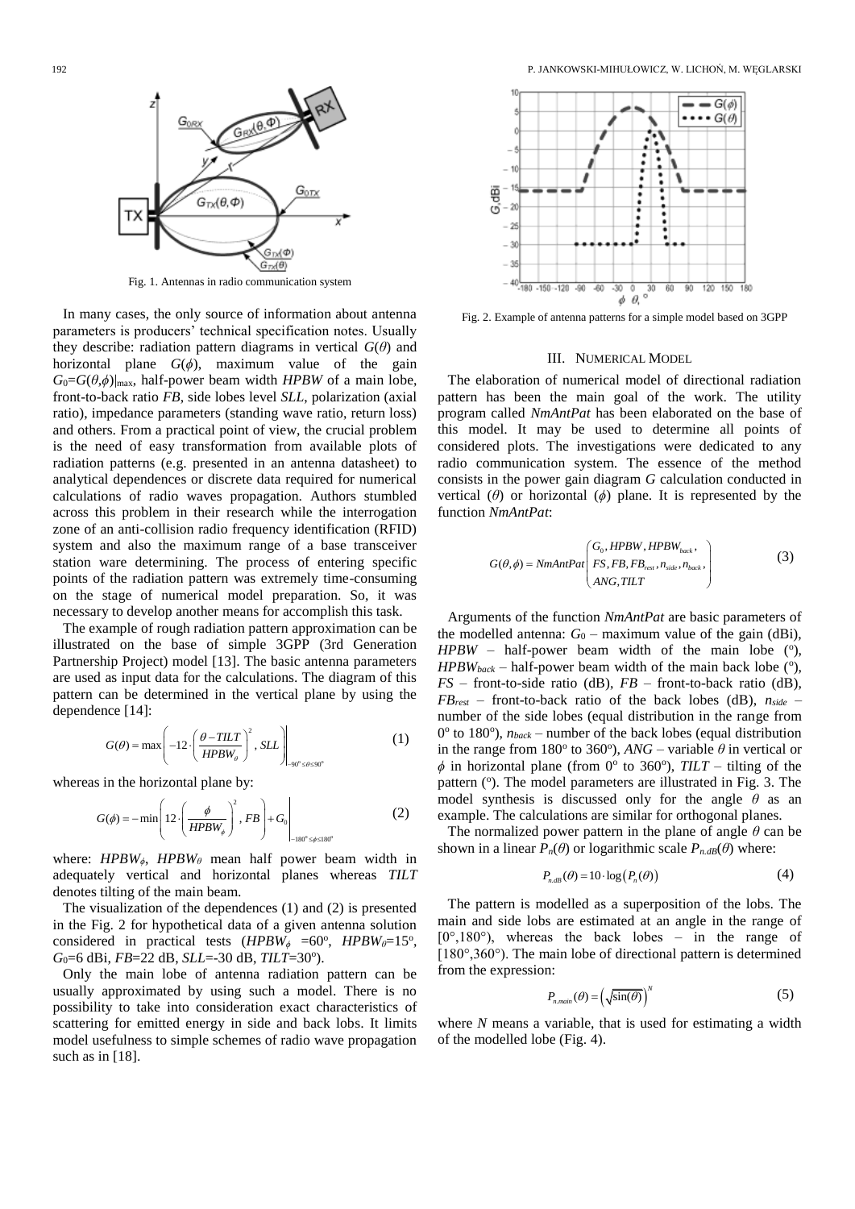Fig. 1. Antennas in radio communication system

In many cases, the only source of information about antenna parameters is producers' technical specification notes. Usually they describe: radiation pattern diagrams in vertical $G(\theta)$ and horizontal plane $G(\phi)$, maximum value of the gain $G_0=G(\theta,\phi)|_{max}$, half-power beam width *HPBW* of a main lobe, front-to-back ratio *FB*, side lobes level *SLL*, polarization (axial ratio), impedance parameters (standing wave ratio, return loss) and others. From a practical point of view, the crucial problem is the need of easy transformation from available plots of radiation patterns (e.g. presented in an antenna datasheet) to analytical dependences or discrete data required for numerical calculations of radio waves propagation. Authors stumbled across this problem in their research while the interrogation zone of an anti-collision radio frequency identification (RFID) system and also the maximum range of a base transceiver station ware determining. The process of entering specific points of the radiation pattern was extremely time-consuming on the stage of numerical model preparation. So, it was necessary to develop another means for accomplish this task.

The example of rough radiation pattern approximation can be illustrated on the base of simple 3GPP (3rd Generation Partnership Project) model [13]. The basic antenna parameters are used as input data for the calculations. The diagram of this pattern can be determined in the vertical plane by using the dependence [14]:

$$G(\theta) = \max\left( -12 \cdot \left( \frac{\theta - TILT}{HPBW_\theta} \right)^2, SLL \right) \Bigg|_{-90^\circ \le \theta \le 90^\circ} \tag{1}$$

whereas in the horizontal plane by:

$$G(\phi) = -\min\left( 12 \cdot \left( \frac{\phi}{HPBW_\phi} \right)^2, FB \right) + G_0 \Bigg|_{-180^\circ \le \phi \le 180^\circ} \tag{2}$$

where: $HPBW_\phi$, $HPBW_\theta$ mean half power beam width in adequately vertical and horizontal planes whereas *TILT* denotes tilting of the main beam.

The visualization of the dependences (1) and (2) is presented in the Fig. 2 for hypothetical data of a given antenna solution considered in practical tests ($HPBW_\phi$ =60°, $HPBW_\theta$=15°, $G_0$=6 dBi, *FB*=22 dB, *SLL*=-30 dB, *TILT*=30°).

Only the main lobe of antenna radiation pattern can be usually approximated by using such a model. There is no possibility to take into consideration exact characteristics of scattering for emitted energy in side and back lobs. It limits model usefulness to simple schemes of radio wave propagation such as in [18].

Fig. 2. Example of antenna patterns for a simple model based on 3GPP

## III. Numerical Model

The elaboration of numerical model of directional radiation pattern has been the main goal of the work. The utility program called *NmAntPat* has been elaborated on the base of this model. It may be used to determine all points of considered plots. The investigations were dedicated to any radio communication system. The essence of the method consists in the power gain diagram *G* calculation conducted in vertical ($\theta$) or horizontal ($\phi$) plane. It is represented by the function *NmAntPat*:

$$G(\theta,\phi) = NmAntPat\begin{pmatrix} G_0, HPBW, HPBW_{back}, \\ FS, FB, FB_{rest}, n_{side}, n_{back}, \\ ANG, TILT \end{pmatrix} \tag{3}$$

Arguments of the function *NmAntPat* are basic parameters of the modelled antenna: $G_0$ – maximum value of the gain (dBi), *HPBW* – half-power beam width of the main lobe (°), $HPBW_{back}$ – half-power beam width of the main back lobe (°), *FS* – front-to-side ratio (dB), *FB* – front-to-back ratio (dB), $FB_{rest}$ – front-to-back ratio of the back lobes (dB), $n_{side}$ – number of the side lobes (equal distribution in the range from 0° to 180°), $n_{back}$ – number of the back lobes (equal distribution in the range from 180° to 360°), *ANG* – variable $\theta$ in vertical or $\phi$ in horizontal plane (from 0° to 360°), *TILT* – tilting of the pattern (°). The model parameters are illustrated in Fig. 3. The model synthesis is discussed only for the angle $\theta$ as an example. The calculations are similar for orthogonal planes.

The normalized power pattern in the plane of angle $\theta$ can be shown in a linear $P_n(\theta)$ or logarithmic scale $P_{n.dB}(\theta)$ where:

$$P_{n.dB}(\theta) = 10 \cdot \log\left(P_n(\theta)\right) \tag{4}$$

The pattern is modelled as a superposition of the lobs. The main and side lobs are estimated at an angle in the range of [0°,180°), whereas the back lobes – in the range of [180°,360°). The main lobe of directional pattern is determined from the expression:

$$P_{n.main}(\theta) = \left(\sqrt{\sin(\theta)}\right)^N \tag{5}$$

where *N* means a variable, that is used for estimating a width of the modelled lobe (Fig. 4).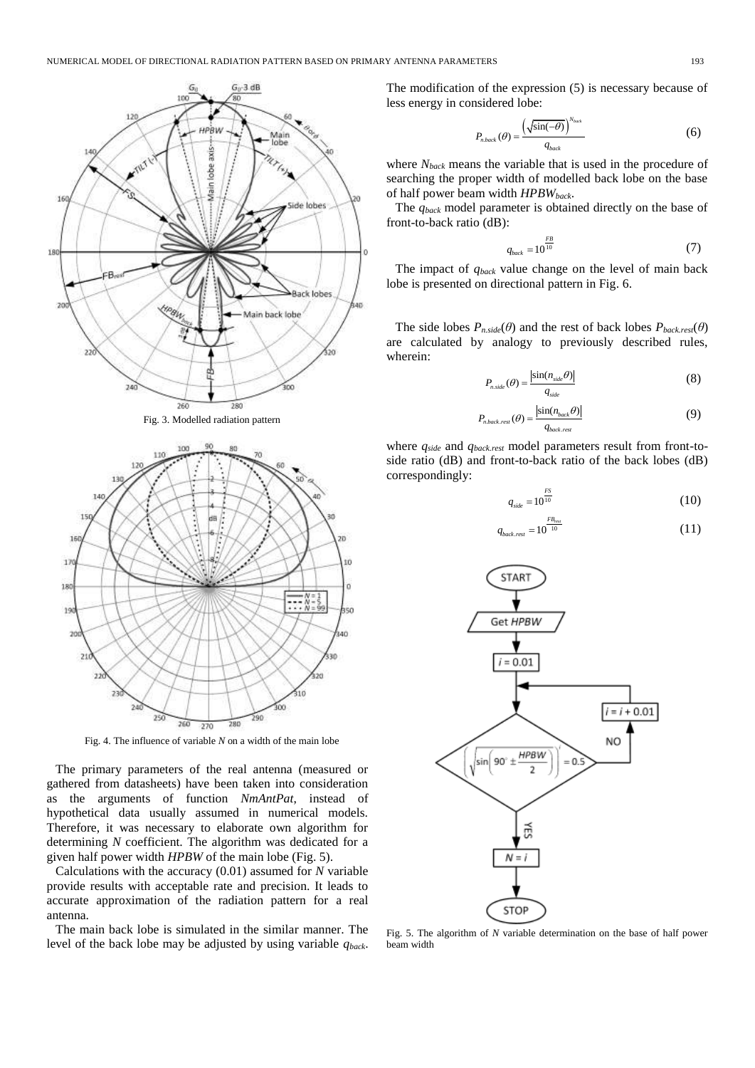Fig. 3. Modelled radiation pattern

Fig. 4. The influence of variable $N$ on a width of the main lobe

The primary parameters of the real antenna (measured or gathered from datasheets) have been taken into consideration as the arguments of function *NmAntPat*, instead of hypothetical data usually assumed in numerical models. Therefore, it was necessary to elaborate own algorithm for determining $N$ coefficient. The algorithm was dedicated for a given half power width $HPBW$ of the main lobe (Fig. 5).

Calculations with the accuracy (0.01) assumed for $N$ variable provide results with acceptable rate and precision. It leads to accurate approximation of the radiation pattern for a real antenna.

The main back lobe is simulated in the similar manner. The level of the back lobe may be adjusted by using variable $q_{back}$. The modification of the expression (5) is necessary because of less energy in considered lobe:

$$P_{n.back}(\theta) = \frac{\left(\sqrt{\sin(-\theta)}\right)^{N_{back}}}{q_{back}} \tag{6}$$

where $N_{back}$ means the variable that is used in the procedure of searching the proper width of modelled back lobe on the base of half power beam width $HPBW_{back}$.

The $q_{back}$ model parameter is obtained directly on the base of front-to-back ratio (dB):

$$q_{back} = 10^{\frac{FB}{10}} \tag{7}$$

The impact of $q_{back}$ value change on the level of main back lobe is presented on directional pattern in Fig. 6.

The side lobes $P_{n.side}(\theta)$ and the rest of back lobes $P_{back.rest}(\theta)$ are calculated by analogy to previously described rules, wherein:

$$P_{n.side}(\theta) = \frac{\left|\sin(n_{side}\theta)\right|}{q_{side}} \tag{8}$$

$$P_{n.back.rest}(\theta) = \frac{\left|\sin(n_{back}\theta)\right|}{q_{back.rest}} \tag{9}$$

where $q_{side}$ and $q_{back.rest}$ model parameters result from front-to-side ratio (dB) and front-to-back ratio of the back lobes (dB) correspondingly:

$$q_{side} = 10^{\frac{FS}{10}} \tag{10}$$

$$q_{back.rest} = 10^{\frac{FB_{rest}}{10}} \tag{11}$$

Fig. 5. The algorithm of $N$ variable determination on the base of half power beam width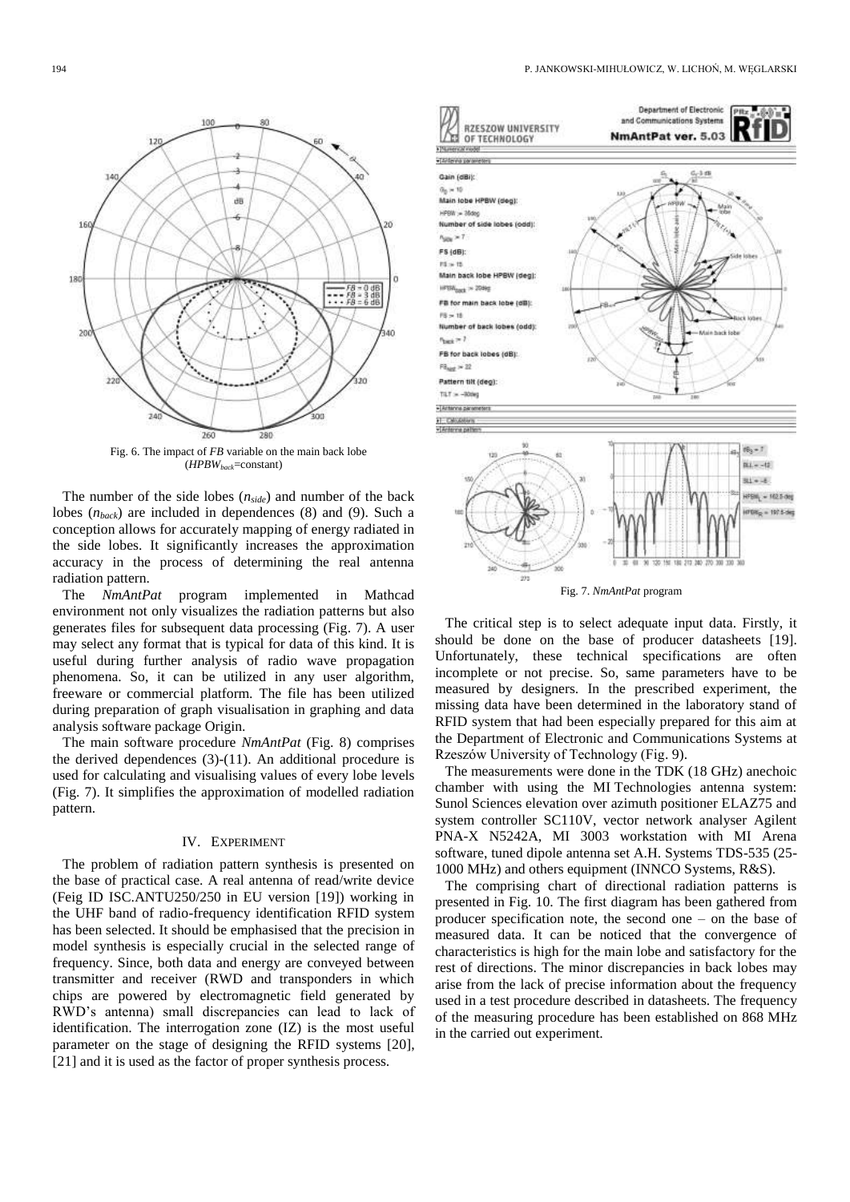Fig. 6. The impact of *FB* variable on the main back lobe ($HPBW_{back}$=constant)

The number of the side lobes ($n_{side}$) and number of the back lobes ($n_{back}$) are included in dependences (8) and (9). Such a conception allows for accurately mapping of energy radiated in the side lobes. It significantly increases the approximation accuracy in the process of determining the real antenna radiation pattern.

The *NmAntPat* program implemented in Mathcad environment not only visualizes the radiation patterns but also generates files for subsequent data processing (Fig. 7). A user may select any format that is typical for data of this kind. It is useful during further analysis of radio wave propagation phenomena. So, it can be utilized in any user algorithm, freeware or commercial platform. The file has been utilized during preparation of graph visualisation in graphing and data analysis software package Origin.

The main software procedure *NmAntPat* (Fig. 8) comprises the derived dependences (3)-(11). An additional procedure is used for calculating and visualising values of every lobe levels (Fig. 7). It simplifies the approximation of modelled radiation pattern.

## IV. EXPERIMENT

The problem of radiation pattern synthesis is presented on the base of practical case. A real antenna of read/write device (Feig ID ISC.ANTU250/250 in EU version [19]) working in the UHF band of radio-frequency identification RFID system has been selected. It should be emphasised that the precision in model synthesis is especially crucial in the selected range of frequency. Since, both data and energy are conveyed between transmitter and receiver (RWD and transponders in which chips are powered by electromagnetic field generated by RWD's antenna) small discrepancies can lead to lack of identification. The interrogation zone (IZ) is the most useful parameter on the stage of designing the RFID systems [20], [21] and it is used as the factor of proper synthesis process.

Fig. 7. *NmAntPat* program

The critical step is to select adequate input data. Firstly, it should be done on the base of producer datasheets [19]. Unfortunately, these technical specifications are often incomplete or not precise. So, same parameters have to be measured by designers. In the prescribed experiment, the missing data have been determined in the laboratory stand of RFID system that had been especially prepared for this aim at the Department of Electronic and Communications Systems at Rzeszów University of Technology (Fig. 9).

The measurements were done in the TDK (18 GHz) anechoic chamber with using the MI Technologies antenna system: Sunol Sciences elevation over azimuth positioner ELAZ75 and system controller SC110V, vector network analyser Agilent PNA-X N5242A, MI 3003 workstation with MI Arena software, tuned dipole antenna set A.H. Systems TDS-535 (25-1000 MHz) and others equipment (INNCO Systems, R&S).

The comprising chart of directional radiation patterns is presented in Fig. 10. The first diagram has been gathered from producer specification note, the second one – on the base of measured data. It can be noticed that the convergence of characteristics is high for the main lobe and satisfactory for the rest of directions. The minor discrepancies in back lobes may arise from the lack of precise information about the frequency used in a test procedure described in datasheets. The frequency of the measuring procedure has been established on 868 MHz in the carried out experiment.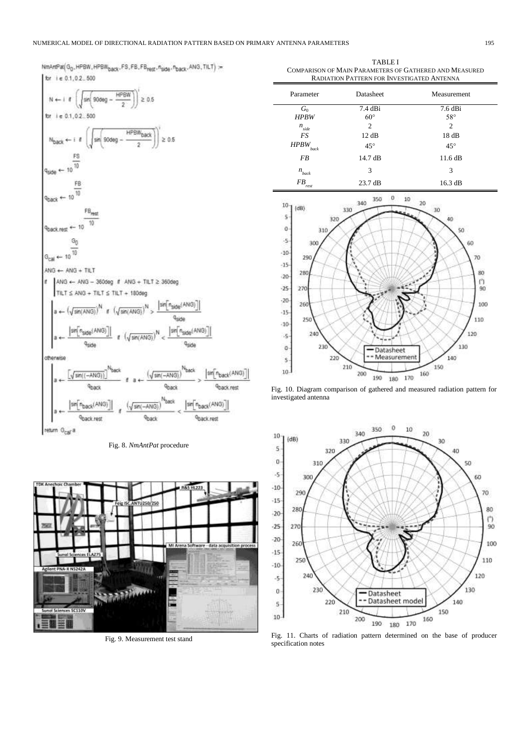```
NmAntPat(G0, HPBW, HPBWback, FS, FB, FBrest, nside, nback, ANG, TILT) :=
  for i ∈ 0.1, 0.2 .. 500
    N ← i if (sqrt(sin(90deg − HPBW/2)))^i ≥ 0.5
  for i ∈ 0.1, 0.2 .. 500
    Nback ← i if (sqrt(sin(90deg − HPBWback/2)))^i ≥ 0.5
  qside ← 10^(FS/10)
  qback ← 10^(FB/10)
  qback.rest ← 10^(FBrest/10)
  Gcal ← 10^(G0/10)
  ANG ← ANG + TILT
  if  ANG ← ANG − 360deg if ANG + TILT ≥ 360deg
      TILT ≤ ANG + TILT ≤ TILT + 180deg
      a ← (sqrt(sin(ANG)))^N if (sqrt(sin(ANG)))^N > |sin[nside(ANG)]| / qside
      a ← |sin[nside(ANG)]| / qside if (sqrt(sin(ANG)))^N < |sin[nside(ANG)]| / qside
  otherwise
      a ← [sqrt(sin((−ANG)))]^Nback / qback if a ← (sqrt(sin(−ANG)))^Nback / qback > |sin[nback(ANG)]| / qback.rest
      a ← |sin[nback(ANG)]| / qback.rest if (sqrt(sin(−ANG)))^Nback / qback < |sin[nback(ANG)]| / qback.rest
  return Gcal·a
```

Fig. 8. *NmAntPat* procedure

Fig. 9. Measurement test stand

TABLE I
COMPARISON OF MAIN PARAMETERS OF GATHERED AND MEASURED RADIATION PATTERN FOR INVESTIGATED ANTENNA

| Parameter | Datasheet | Measurement |
|---|---|---|
| $G_0$ | 7.4 dBi | 7.6 dBi |
| $HPBW$ | 60° | 58° |
| $n_{side}$ | 2 | 2 |
| $FS$ | 12 dB | 18 dB |
| $HPBW_{back}$ | 45° | 45° |
| $FB$ | 14.7 dB | 11.6 dB |
| $n_{back}$ | 3 | 3 |
| $FB_{rest}$ | 23.7 dB | 16.3 dB |

Fig. 10. Diagram comparison of gathered and measured radiation pattern for investigated antenna

Fig. 11. Charts of radiation pattern determined on the base of producer specification notes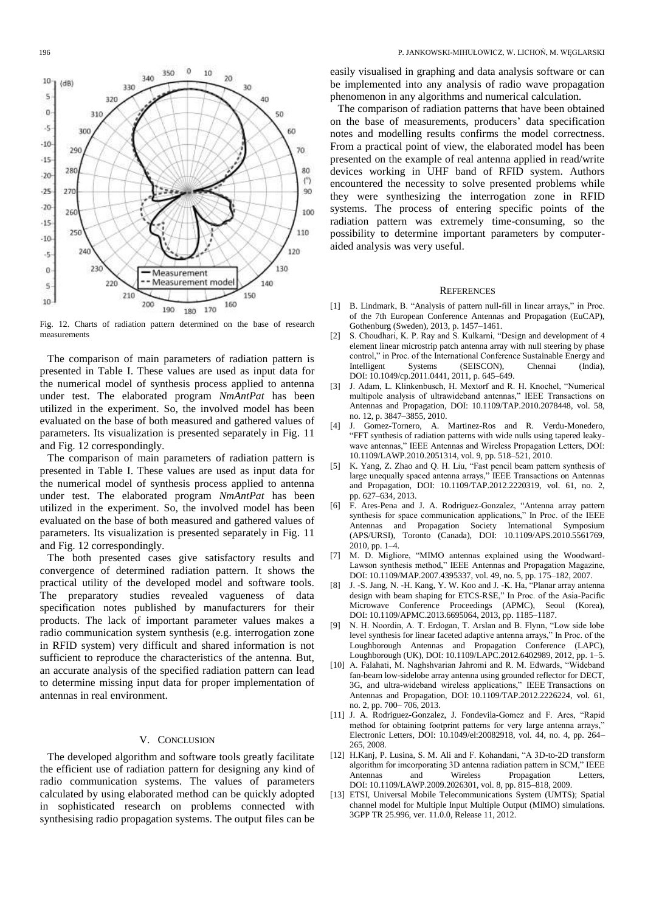Fig. 12. Charts of radiation pattern determined on the base of research measurements

The comparison of main parameters of radiation pattern is presented in Table I. These values are used as input data for the numerical model of synthesis process applied to antenna under test. The elaborated program *NmAntPat* has been utilized in the experiment. So, the involved model has been evaluated on the base of both measured and gathered values of parameters. Its visualization is presented separately in Fig. 11 and Fig. 12 correspondingly.

The comparison of main parameters of radiation pattern is presented in Table I. These values are used as input data for the numerical model of synthesis process applied to antenna under test. The elaborated program *NmAntPat* has been utilized in the experiment. So, the involved model has been evaluated on the base of both measured and gathered values of parameters. Its visualization is presented separately in Fig. 11 and Fig. 12 correspondingly.

The both presented cases give satisfactory results and convergence of determined radiation pattern. It shows the practical utility of the developed model and software tools. The preparatory studies revealed vagueness of data specification notes published by manufacturers for their products. The lack of important parameter values makes a radio communication system synthesis (e.g. interrogation zone in RFID system) very difficult and shared information is not sufficient to reproduce the characteristics of the antenna. But, an accurate analysis of the specified radiation pattern can lead to determine missing input data for proper implementation of antennas in real environment.

## V. Conclusion

The developed algorithm and software tools greatly facilitate the efficient use of radiation pattern for designing any kind of radio communication systems. The values of parameters calculated by using elaborated method can be quickly adopted in sophisticated research on problems connected with synthesising radio propagation systems. The output files can be easily visualised in graphing and data analysis software or can be implemented into any analysis of radio wave propagation phenomenon in any algorithms and numerical calculation.

The comparison of radiation patterns that have been obtained on the base of measurements, producers' data specification notes and modelling results confirms the model correctness. From a practical point of view, the elaborated model has been presented on the example of real antenna applied in read/write devices working in UHF band of RFID system. Authors encountered the necessity to solve presented problems while they were synthesizing the interrogation zone in RFID systems. The process of entering specific points of the radiation pattern was extremely time-consuming, so the possibility to determine important parameters by computer-aided analysis was very useful.

## References

[1] B. Lindmark, B. "Analysis of pattern null-fill in linear arrays," in Proc. of the 7th European Conference Antennas and Propagation (EuCAP), Gothenburg (Sweden), 2013, p. 1457–1461.

[2] S. Choudhari, K. P. Ray and S. Kulkarni, "Design and development of 4 element linear microstrip patch antenna array with null steering by phase control," in Proc. of the International Conference Sustainable Energy and Intelligent Systems (SEISCON), Chennai (India), DOI: 10.1049/cp.2011.0441, 2011, p. 645–649.

[3] J. Adam, L. Klinkenbusch, H. Mextorf and R. H. Knochel, "Numerical multipole analysis of ultrawideband antennas," IEEE Transactions on Antennas and Propagation, DOI: 10.1109/TAP.2010.2078448, vol. 58, no. 12, p. 3847–3855, 2010.

[4] J. Gomez-Tornero, A. Martinez-Ros and R. Verdu-Monedero, "FFT synthesis of radiation patterns with wide nulls using tapered leaky-wave antennas," IEEE Antennas and Wireless Propagation Letters, DOI: 10.1109/LAWP.2010.2051314, vol. 9, pp. 518–521, 2010.

[5] K. Yang, Z. Zhao and Q. H. Liu, "Fast pencil beam pattern synthesis of large unequally spaced antenna arrays," IEEE Transactions on Antennas and Propagation, DOI: 10.1109/TAP.2012.2220319, vol. 61, no. 2, pp. 627–634, 2013.

[6] F. Ares-Pena and J. A. Rodriguez-Gonzalez, "Antenna array pattern synthesis for space communication applications," In Proc. of the IEEE Antennas and Propagation Society International Symposium (APS/URSI), Toronto (Canada), DOI: 10.1109/APS.2010.5561769, 2010, pp. 1–4.

[7] M. D. Migliore, "MIMO antennas explained using the Woodward-Lawson synthesis method," IEEE Antennas and Propagation Magazine, DOI: 10.1109/MAP.2007.4395337, vol. 49, no. 5, pp. 175–182, 2007.

[8] J. -S. Jang, N. -H. Kang, Y. W. Koo and J. -K. Ha, "Planar array antenna design with beam shaping for ETCS-RSE," In Proc. of the Asia-Pacific Microwave Conference Proceedings (APMC), Seoul (Korea), DOI: 10.1109/APMC.2013.6695064, 2013, pp. 1185–1187.

[9] N. H. Noordin, A. T. Erdogan, T. Arslan and B. Flynn, "Low side lobe level synthesis for linear faceted adaptive antenna arrays," In Proc. of the Loughborough Antennas and Propagation Conference (LAPC), Loughborough (UK), DOI: 10.1109/LAPC.2012.6402989, 2012, pp. 1–5.

[10] A. Falahati, M. Naghshvarian Jahromi and R. M. Edwards, "Wideband fan-beam low-sidelobe array antenna using grounded reflector for DECT, 3G, and ultra-wideband wireless applications," IEEE Transactions on Antennas and Propagation, DOI: 10.1109/TAP.2012.2226224, vol. 61, no. 2, pp. 700– 706, 2013.

[11] J. A. Rodriguez-Gonzalez, J. Fondevila-Gomez and F. Ares, "Rapid method for obtaining footprint patterns for very large antenna arrays," Electronic Letters, DOI: 10.1049/el:20082918, vol. 44, no. 4, pp. 264–265, 2008.

[12] H.Kanj, P. Lusina, S. M. Ali and F. Kohandani, "A 3D-to-2D transform algorithm for imcorporating 3D antenna radiation pattern in SCM," IEEE Antennas and Wireless Propagation Letters, DOI: 10.1109/LAWP.2009.2026301, vol. 8, pp. 815–818, 2009.

[13] ETSI, Universal Mobile Telecommunications System (UMTS); Spatial channel model for Multiple Input Multiple Output (MIMO) simulations. 3GPP TR 25.996, ver. 11.0.0, Release 11, 2012.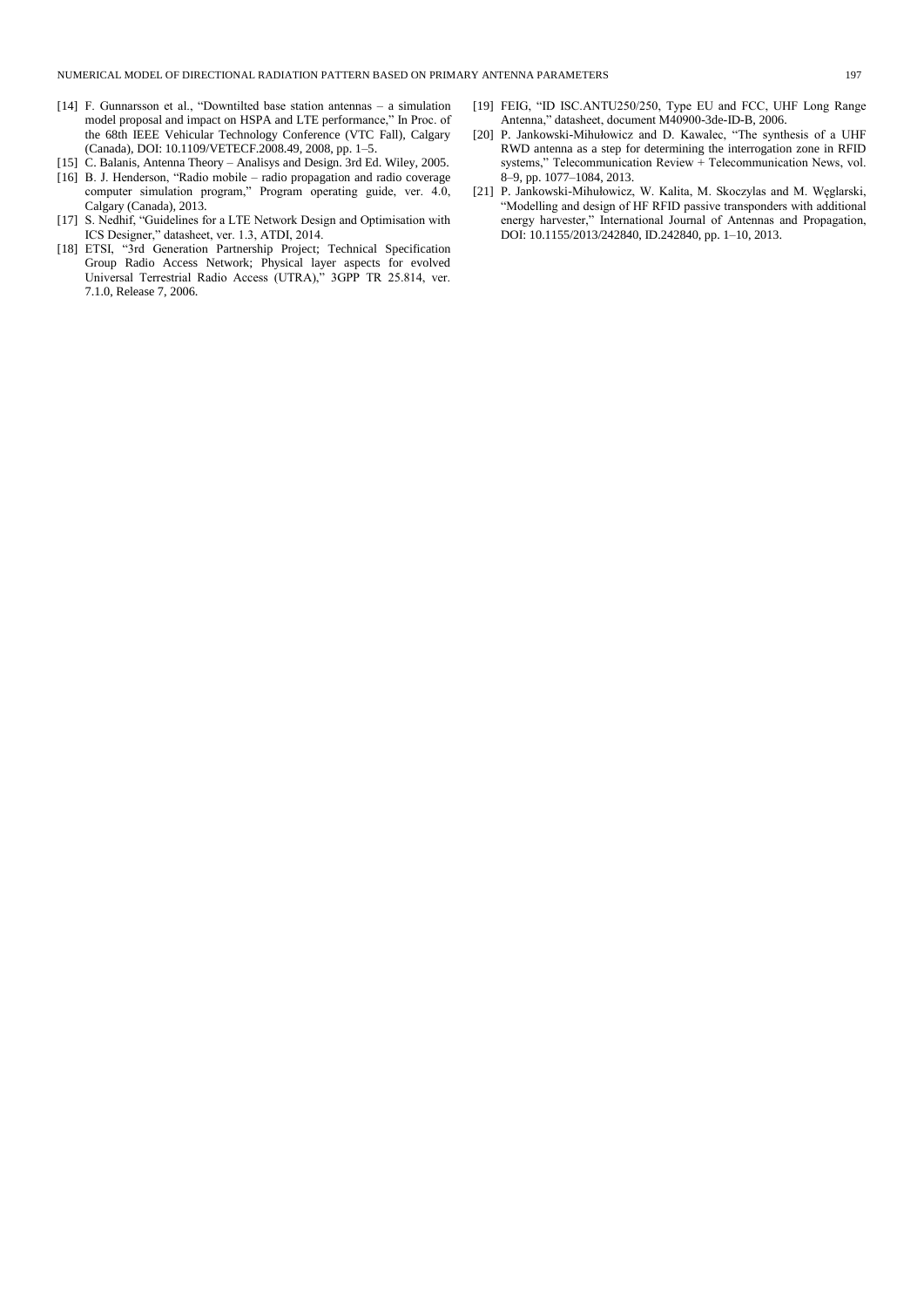[14] F. Gunnarsson et al., "Downtilted base station antennas – a simulation model proposal and impact on HSPA and LTE performance," In Proc. of the 68th IEEE Vehicular Technology Conference (VTC Fall), Calgary (Canada), DOI: 10.1109/VETECF.2008.49, 2008, pp. 1–5.

[15] C. Balanis, Antenna Theory – Analisys and Design. 3rd Ed. Wiley, 2005.

[16] B. J. Henderson, "Radio mobile – radio propagation and radio coverage computer simulation program," Program operating guide, ver. 4.0, Calgary (Canada), 2013.

[17] S. Nedhif, "Guidelines for a LTE Network Design and Optimisation with ICS Designer," datasheet, ver. 1.3, ATDI, 2014.

[18] ETSI, "3rd Generation Partnership Project; Technical Specification Group Radio Access Network; Physical layer aspects for evolved Universal Terrestrial Radio Access (UTRA)," 3GPP TR 25.814, ver. 7.1.0, Release 7, 2006.

[19] FEIG, "ID ISC.ANTU250/250, Type EU and FCC, UHF Long Range Antenna," datasheet, document M40900-3de-ID-B, 2006.

[20] P. Jankowski-Mihułowicz and D. Kawalec, "The synthesis of a UHF RWD antenna as a step for determining the interrogation zone in RFID systems," Telecommunication Review + Telecommunication News, vol. 8–9, pp. 1077–1084, 2013.

[21] P. Jankowski-Mihułowicz, W. Kalita, M. Skoczylas and M. Węglarski, "Modelling and design of HF RFID passive transponders with additional energy harvester," International Journal of Antennas and Propagation, DOI: 10.1155/2013/242840, ID.242840, pp. 1–10, 2013.